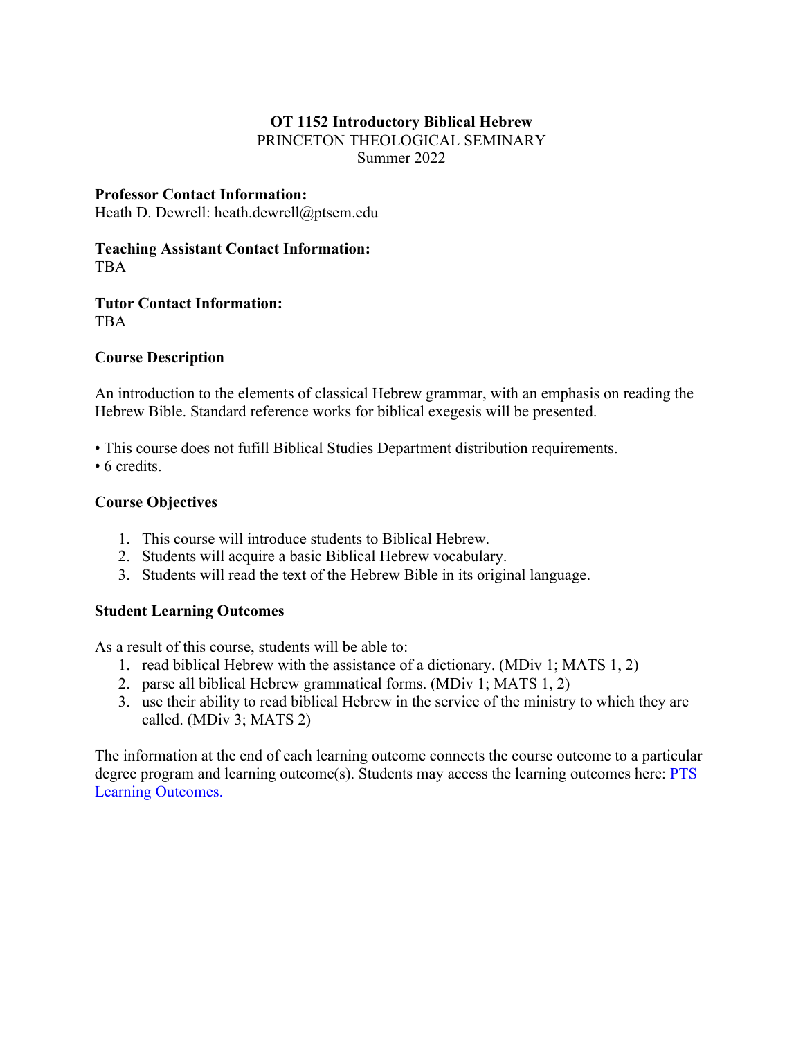**OT 1152 Introductory Biblical Hebrew**
PRINCETON THEOLOGICAL SEMINARY
Summer 2022

**Professor Contact Information:**
Heath D. Dewrell: heath.dewrell@ptsem.edu

**Teaching Assistant Contact Information:**
TBA

**Tutor Contact Information:**
TBA

## Course Description

An introduction to the elements of classical Hebrew grammar, with an emphasis on reading the Hebrew Bible. Standard reference works for biblical exegesis will be presented.

- This course does not fufill Biblical Studies Department distribution requirements.
- 6 credits.

## Course Objectives

1. This course will introduce students to Biblical Hebrew.
2. Students will acquire a basic Biblical Hebrew vocabulary.
3. Students will read the text of the Hebrew Bible in its original language.

## Student Learning Outcomes

As a result of this course, students will be able to:

1. read biblical Hebrew with the assistance of a dictionary. (MDiv 1; MATS 1, 2)
2. parse all biblical Hebrew grammatical forms. (MDiv 1; MATS 1, 2)
3. use their ability to read biblical Hebrew in the service of the ministry to which they are called. (MDiv 3; MATS 2)

The information at the end of each learning outcome connects the course outcome to a particular degree program and learning outcome(s). Students may access the learning outcomes here: PTS Learning Outcomes.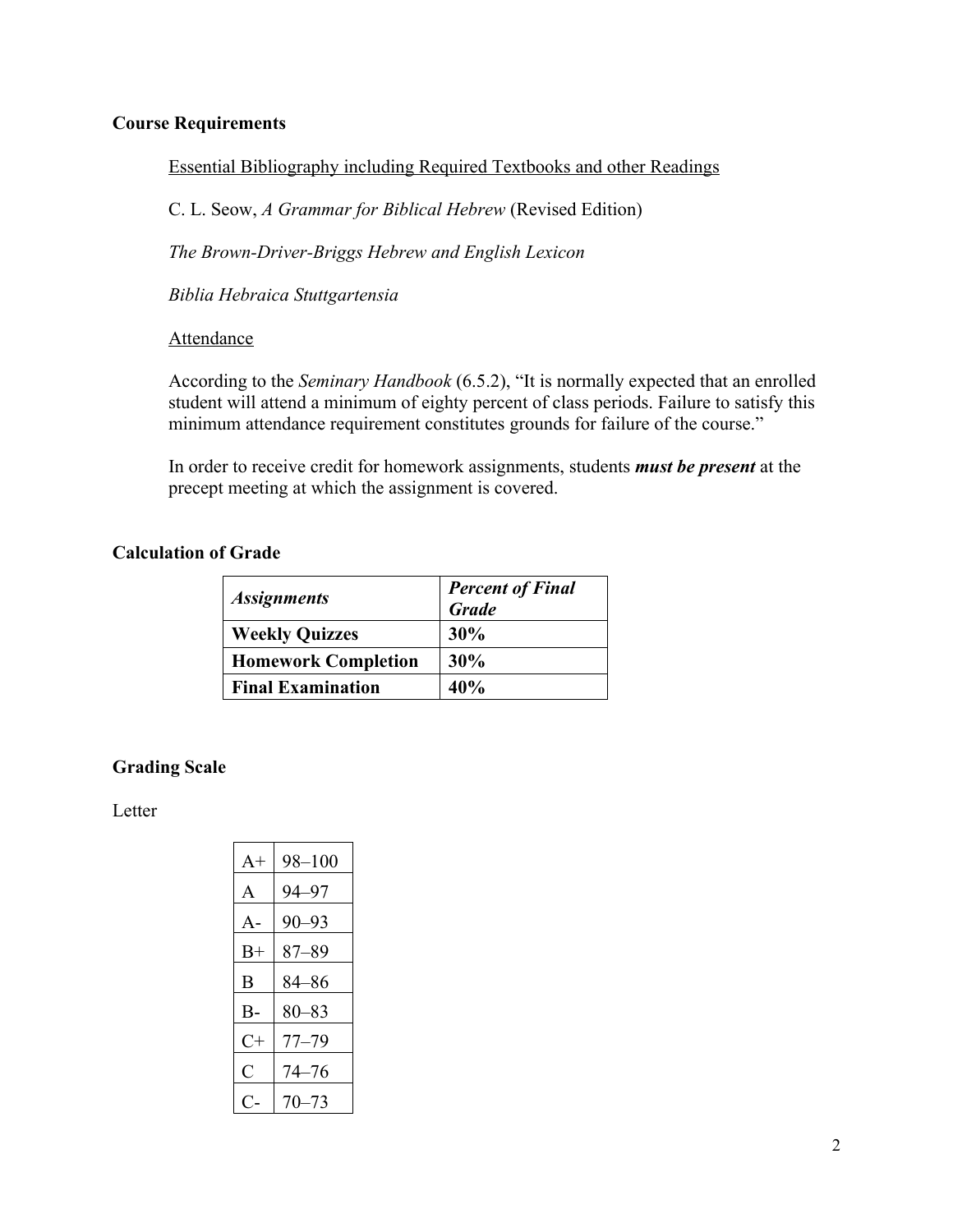## Course Requirements

Essential Bibliography including Required Textbooks and other Readings

C. L. Seow, *A Grammar for Biblical Hebrew* (Revised Edition)

*The Brown-Driver-Briggs Hebrew and English Lexicon*

*Biblia Hebraica Stuttgartensia*

Attendance

According to the *Seminary Handbook* (6.5.2), "It is normally expected that an enrolled student will attend a minimum of eighty percent of class periods. Failure to satisfy this minimum attendance requirement constitutes grounds for failure of the course."

In order to receive credit for homework assignments, students ***must be present*** at the precept meeting at which the assignment is covered.

## Calculation of Grade

| ***Assignments*** | ***Percent of Final Grade*** |
| --- | --- |
| **Weekly Quizzes** | **30%** |
| **Homework Completion** | **30%** |
| **Final Examination** | **40%** |

## Grading Scale

Letter

| | |
| --- | --- |
| A+ | 98–100 |
| A | 94–97 |
| A- | 90–93 |
| B+ | 87–89 |
| B | 84–86 |
| B- | 80–83 |
| C+ | 77–79 |
| C | 74–76 |
| C- | 70–73 |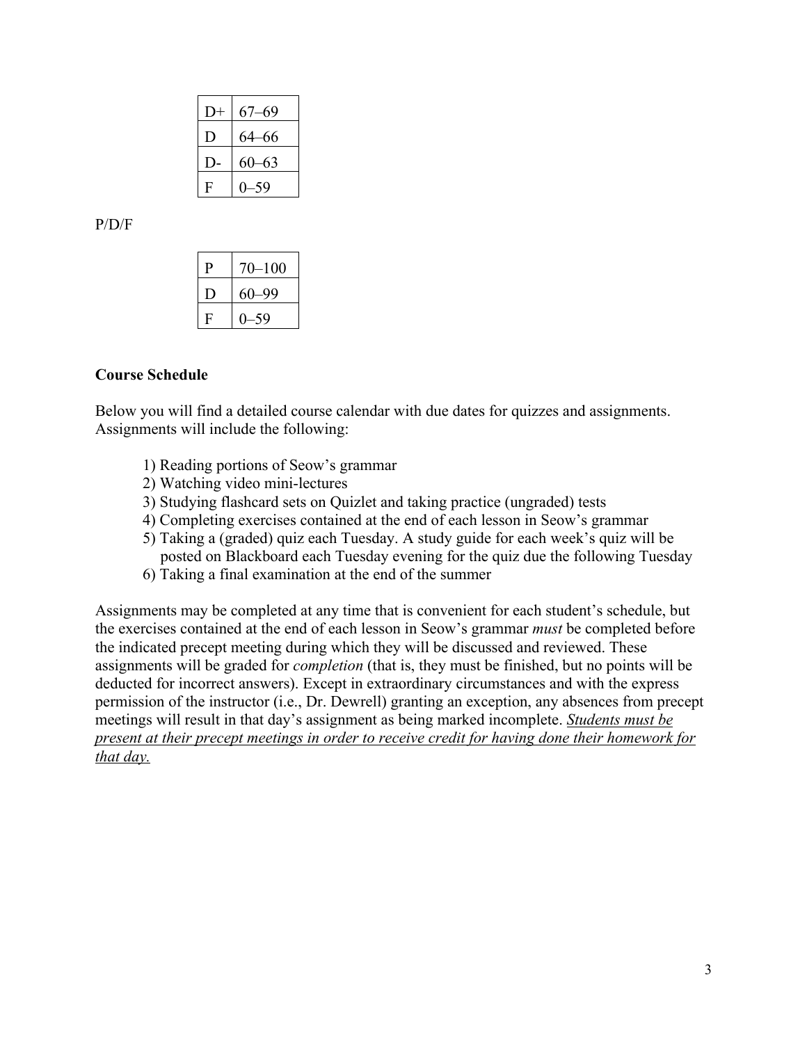| D+ | 67–69 |
|---|---|
| D | 64–66 |
| D- | 60–63 |
| F | 0–59 |

P/D/F

| P | 70–100 |
|---|---|
| D | 60–99 |
| F | 0–59 |

**Course Schedule**

Below you will find a detailed course calendar with due dates for quizzes and assignments. Assignments will include the following:

1) Reading portions of Seow's grammar
2) Watching video mini-lectures
3) Studying flashcard sets on Quizlet and taking practice (ungraded) tests
4) Completing exercises contained at the end of each lesson in Seow's grammar
5) Taking a (graded) quiz each Tuesday. A study guide for each week's quiz will be posted on Blackboard each Tuesday evening for the quiz due the following Tuesday
6) Taking a final examination at the end of the summer

Assignments may be completed at any time that is convenient for each student's schedule, but the exercises contained at the end of each lesson in Seow's grammar *must* be completed before the indicated precept meeting during which they will be discussed and reviewed. These assignments will be graded for *completion* (that is, they must be finished, but no points will be deducted for incorrect answers). Except in extraordinary circumstances and with the express permission of the instructor (i.e., Dr. Dewrell) granting an exception, any absences from precept meetings will result in that day's assignment as being marked incomplete. <u>*Students must be present at their precept meetings in order to receive credit for having done their homework for that day.*</u>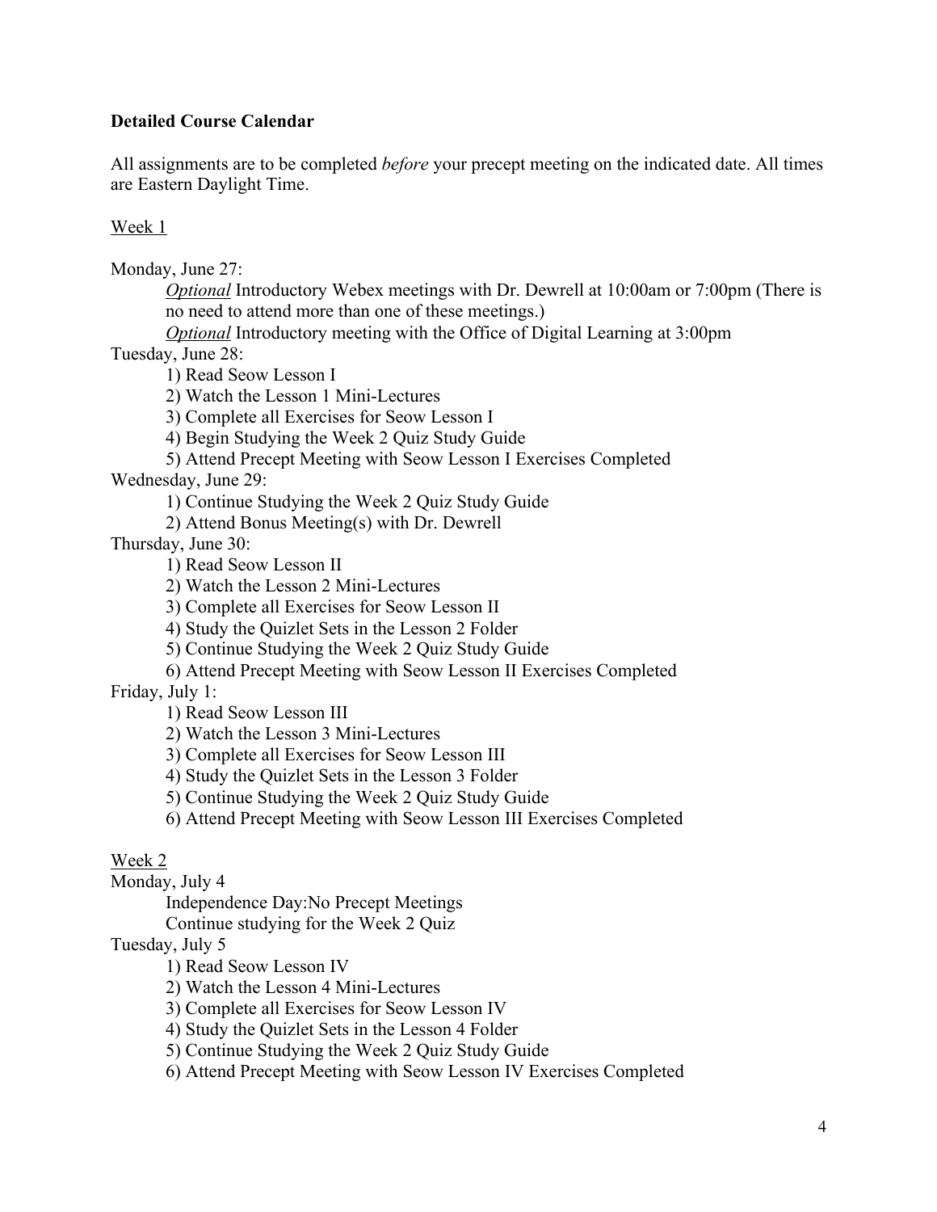**Detailed Course Calendar**

All assignments are to be completed *before* your precept meeting on the indicated date. All times are Eastern Daylight Time.

Week 1

Monday, June 27:

- *Optional* Introductory Webex meetings with Dr. Dewrell at 10:00am or 7:00pm (There is no need to attend more than one of these meetings.)
- *Optional* Introductory meeting with the Office of Digital Learning at 3:00pm

Tuesday, June 28:

1) Read Seow Lesson I
2) Watch the Lesson 1 Mini-Lectures
3) Complete all Exercises for Seow Lesson I
4) Begin Studying the Week 2 Quiz Study Guide
5) Attend Precept Meeting with Seow Lesson I Exercises Completed

Wednesday, June 29:

1) Continue Studying the Week 2 Quiz Study Guide
2) Attend Bonus Meeting(s) with Dr. Dewrell

Thursday, June 30:

1) Read Seow Lesson II
2) Watch the Lesson 2 Mini-Lectures
3) Complete all Exercises for Seow Lesson II
4) Study the Quizlet Sets in the Lesson 2 Folder
5) Continue Studying the Week 2 Quiz Study Guide
6) Attend Precept Meeting with Seow Lesson II Exercises Completed

Friday, July 1:

1) Read Seow Lesson III
2) Watch the Lesson 3 Mini-Lectures
3) Complete all Exercises for Seow Lesson III
4) Study the Quizlet Sets in the Lesson 3 Folder
5) Continue Studying the Week 2 Quiz Study Guide
6) Attend Precept Meeting with Seow Lesson III Exercises Completed

Week 2

Monday, July 4

- Independence Day:No Precept Meetings
- Continue studying for the Week 2 Quiz

Tuesday, July 5

1) Read Seow Lesson IV
2) Watch the Lesson 4 Mini-Lectures
3) Complete all Exercises for Seow Lesson IV
4) Study the Quizlet Sets in the Lesson 4 Folder
5) Continue Studying the Week 2 Quiz Study Guide
6) Attend Precept Meeting with Seow Lesson IV Exercises Completed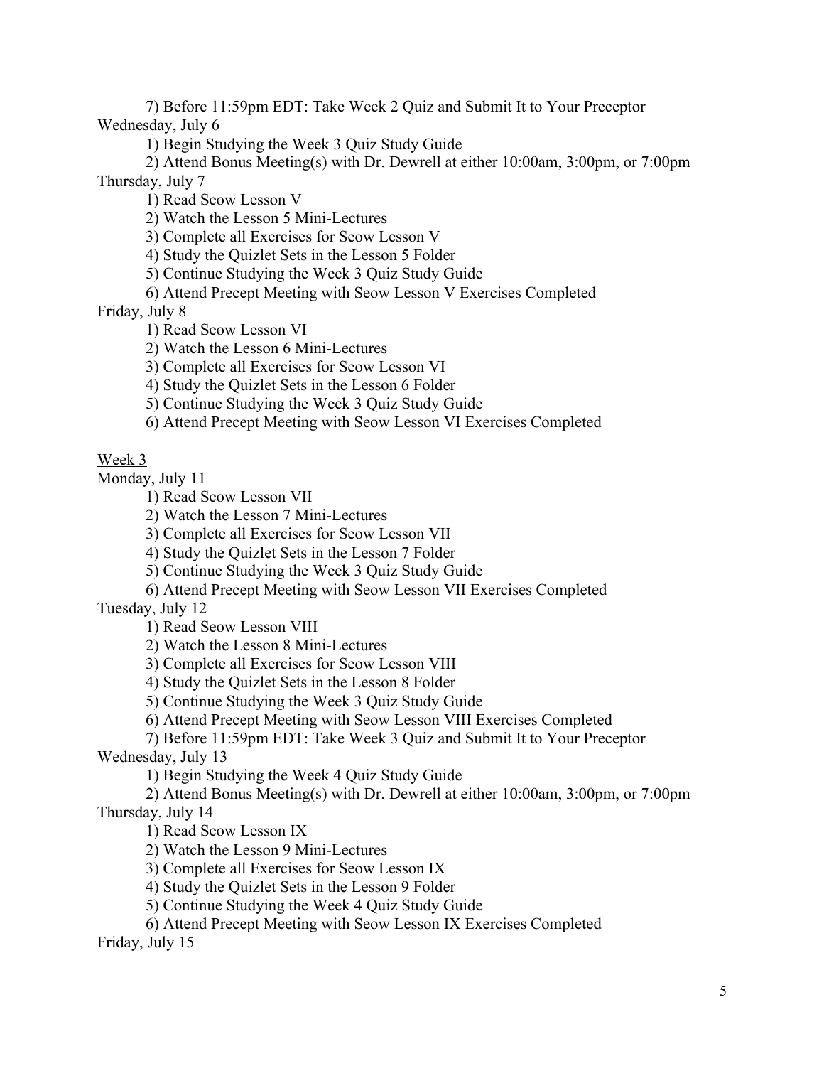7) Before 11:59pm EDT: Take Week 2 Quiz and Submit It to Your Preceptor

Wednesday, July 6

1) Begin Studying the Week 3 Quiz Study Guide
2) Attend Bonus Meeting(s) with Dr. Dewrell at either 10:00am, 3:00pm, or 7:00pm

Thursday, July 7

1) Read Seow Lesson V
2) Watch the Lesson 5 Mini-Lectures
3) Complete all Exercises for Seow Lesson V
4) Study the Quizlet Sets in the Lesson 5 Folder
5) Continue Studying the Week 3 Quiz Study Guide
6) Attend Precept Meeting with Seow Lesson V Exercises Completed

Friday, July 8

1) Read Seow Lesson VI
2) Watch the Lesson 6 Mini-Lectures
3) Complete all Exercises for Seow Lesson VI
4) Study the Quizlet Sets in the Lesson 6 Folder
5) Continue Studying the Week 3 Quiz Study Guide
6) Attend Precept Meeting with Seow Lesson VI Exercises Completed

<u>Week 3</u>

Monday, July 11

1) Read Seow Lesson VII
2) Watch the Lesson 7 Mini-Lectures
3) Complete all Exercises for Seow Lesson VII
4) Study the Quizlet Sets in the Lesson 7 Folder
5) Continue Studying the Week 3 Quiz Study Guide
6) Attend Precept Meeting with Seow Lesson VII Exercises Completed

Tuesday, July 12

1) Read Seow Lesson VIII
2) Watch the Lesson 8 Mini-Lectures
3) Complete all Exercises for Seow Lesson VIII
4) Study the Quizlet Sets in the Lesson 8 Folder
5) Continue Studying the Week 3 Quiz Study Guide
6) Attend Precept Meeting with Seow Lesson VIII Exercises Completed
7) Before 11:59pm EDT: Take Week 3 Quiz and Submit It to Your Preceptor

Wednesday, July 13

1) Begin Studying the Week 4 Quiz Study Guide
2) Attend Bonus Meeting(s) with Dr. Dewrell at either 10:00am, 3:00pm, or 7:00pm

Thursday, July 14

1) Read Seow Lesson IX
2) Watch the Lesson 9 Mini-Lectures
3) Complete all Exercises for Seow Lesson IX
4) Study the Quizlet Sets in the Lesson 9 Folder
5) Continue Studying the Week 4 Quiz Study Guide
6) Attend Precept Meeting with Seow Lesson IX Exercises Completed

Friday, July 15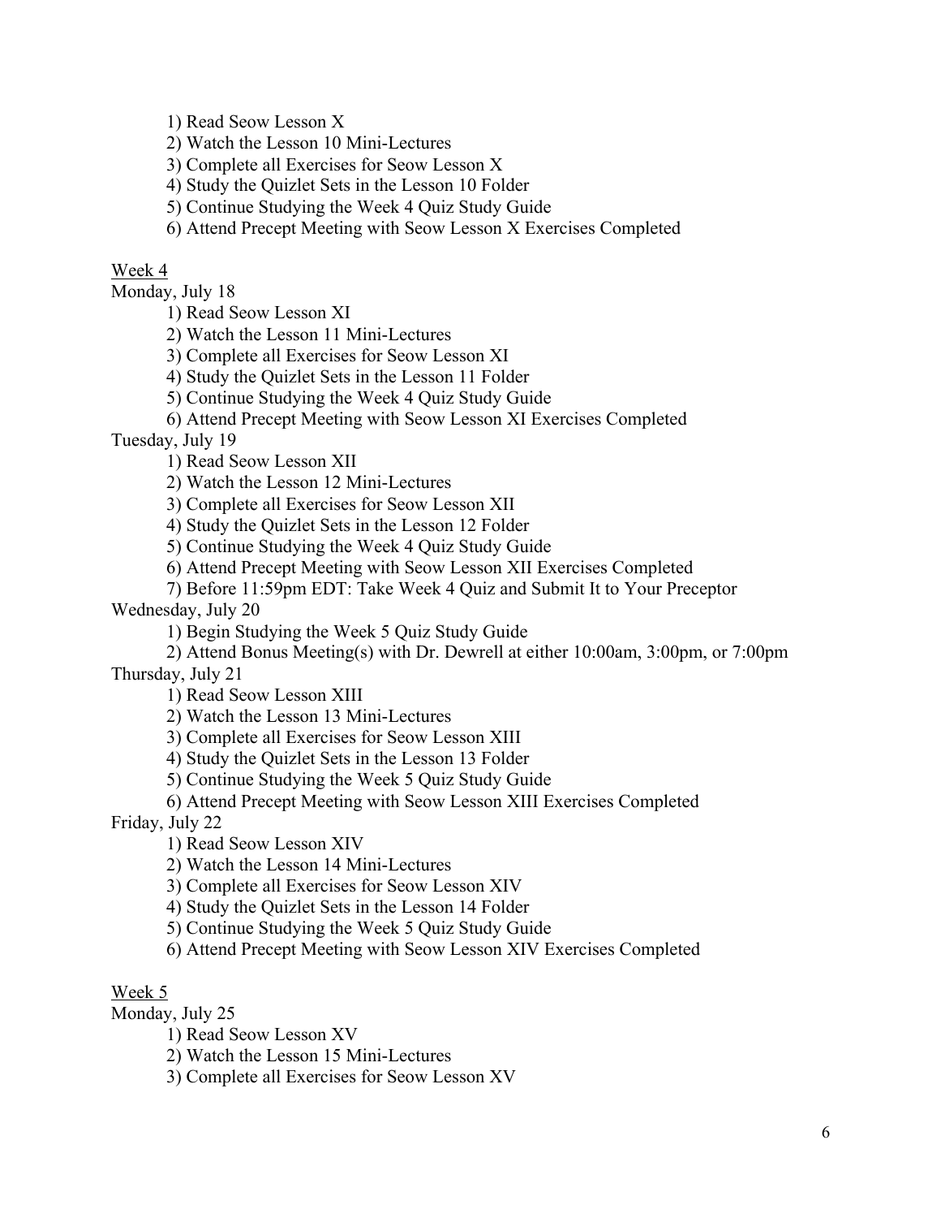1) Read Seow Lesson X
2) Watch the Lesson 10 Mini-Lectures
3) Complete all Exercises for Seow Lesson X
4) Study the Quizlet Sets in the Lesson 10 Folder
5) Continue Studying the Week 4 Quiz Study Guide
6) Attend Precept Meeting with Seow Lesson X Exercises Completed

<u>Week 4</u>

Monday, July 18

1) Read Seow Lesson XI
2) Watch the Lesson 11 Mini-Lectures
3) Complete all Exercises for Seow Lesson XI
4) Study the Quizlet Sets in the Lesson 11 Folder
5) Continue Studying the Week 4 Quiz Study Guide
6) Attend Precept Meeting with Seow Lesson XI Exercises Completed

Tuesday, July 19

1) Read Seow Lesson XII
2) Watch the Lesson 12 Mini-Lectures
3) Complete all Exercises for Seow Lesson XII
4) Study the Quizlet Sets in the Lesson 12 Folder
5) Continue Studying the Week 4 Quiz Study Guide
6) Attend Precept Meeting with Seow Lesson XII Exercises Completed
7) Before 11:59pm EDT: Take Week 4 Quiz and Submit It to Your Preceptor

Wednesday, July 20

1) Begin Studying the Week 5 Quiz Study Guide
2) Attend Bonus Meeting(s) with Dr. Dewrell at either 10:00am, 3:00pm, or 7:00pm

Thursday, July 21

1) Read Seow Lesson XIII
2) Watch the Lesson 13 Mini-Lectures
3) Complete all Exercises for Seow Lesson XIII
4) Study the Quizlet Sets in the Lesson 13 Folder
5) Continue Studying the Week 5 Quiz Study Guide
6) Attend Precept Meeting with Seow Lesson XIII Exercises Completed

Friday, July 22

1) Read Seow Lesson XIV
2) Watch the Lesson 14 Mini-Lectures
3) Complete all Exercises for Seow Lesson XIV
4) Study the Quizlet Sets in the Lesson 14 Folder
5) Continue Studying the Week 5 Quiz Study Guide
6) Attend Precept Meeting with Seow Lesson XIV Exercises Completed

<u>Week 5</u>

Monday, July 25

1) Read Seow Lesson XV
2) Watch the Lesson 15 Mini-Lectures
3) Complete all Exercises for Seow Lesson XV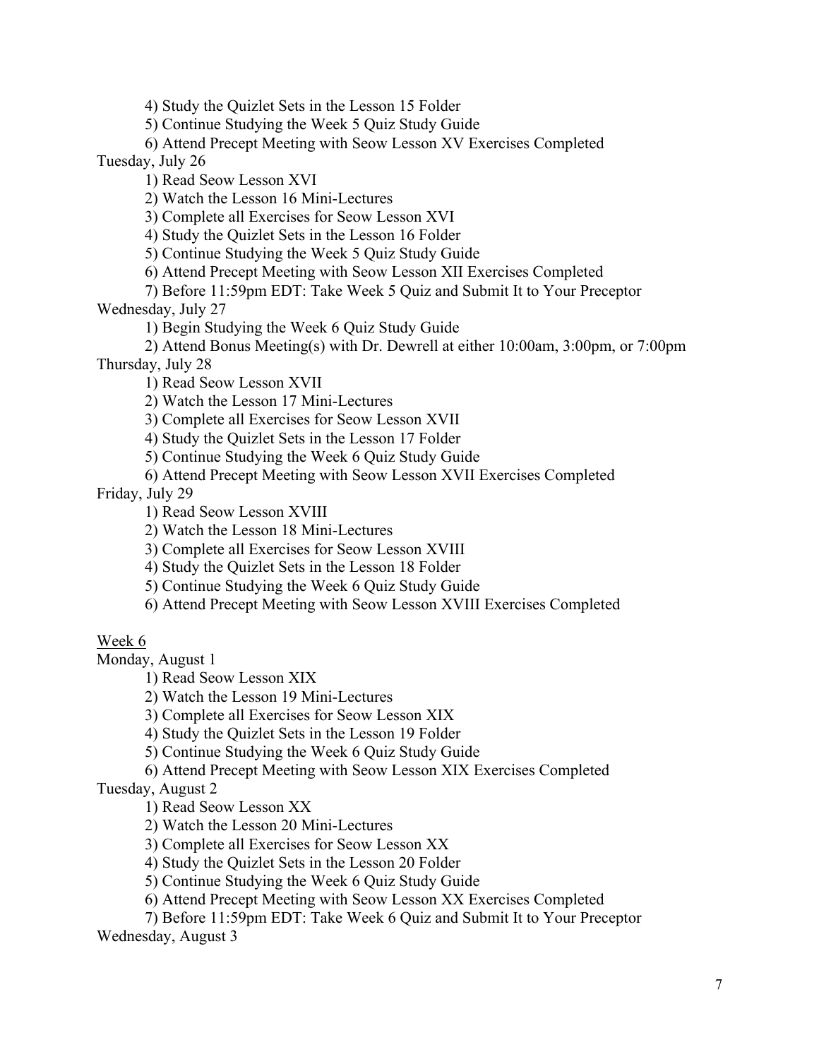4) Study the Quizlet Sets in the Lesson 15 Folder

5) Continue Studying the Week 5 Quiz Study Guide

6) Attend Precept Meeting with Seow Lesson XV Exercises Completed

Tuesday, July 26

1) Read Seow Lesson XVI

2) Watch the Lesson 16 Mini-Lectures

3) Complete all Exercises for Seow Lesson XVI

4) Study the Quizlet Sets in the Lesson 16 Folder

5) Continue Studying the Week 5 Quiz Study Guide

6) Attend Precept Meeting with Seow Lesson XII Exercises Completed

7) Before 11:59pm EDT: Take Week 5 Quiz and Submit It to Your Preceptor

Wednesday, July 27

1) Begin Studying the Week 6 Quiz Study Guide

2) Attend Bonus Meeting(s) with Dr. Dewrell at either 10:00am, 3:00pm, or 7:00pm

Thursday, July 28

1) Read Seow Lesson XVII

2) Watch the Lesson 17 Mini-Lectures

3) Complete all Exercises for Seow Lesson XVII

4) Study the Quizlet Sets in the Lesson 17 Folder

5) Continue Studying the Week 6 Quiz Study Guide

6) Attend Precept Meeting with Seow Lesson XVII Exercises Completed

Friday, July 29

1) Read Seow Lesson XVIII

2) Watch the Lesson 18 Mini-Lectures

3) Complete all Exercises for Seow Lesson XVIII

4) Study the Quizlet Sets in the Lesson 18 Folder

5) Continue Studying the Week 6 Quiz Study Guide

6) Attend Precept Meeting with Seow Lesson XVIII Exercises Completed

Week 6

Monday, August 1

1) Read Seow Lesson XIX

2) Watch the Lesson 19 Mini-Lectures

3) Complete all Exercises for Seow Lesson XIX

4) Study the Quizlet Sets in the Lesson 19 Folder

5) Continue Studying the Week 6 Quiz Study Guide

6) Attend Precept Meeting with Seow Lesson XIX Exercises Completed

Tuesday, August 2

1) Read Seow Lesson XX

2) Watch the Lesson 20 Mini-Lectures

3) Complete all Exercises for Seow Lesson XX

4) Study the Quizlet Sets in the Lesson 20 Folder

5) Continue Studying the Week 6 Quiz Study Guide

6) Attend Precept Meeting with Seow Lesson XX Exercises Completed

7) Before 11:59pm EDT: Take Week 6 Quiz and Submit It to Your Preceptor

Wednesday, August 3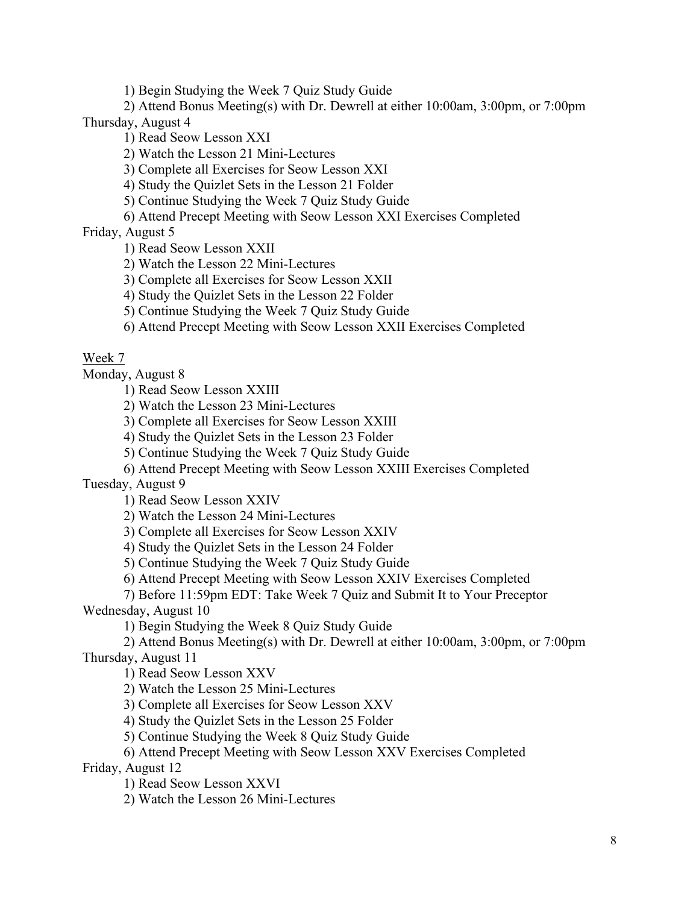1) Begin Studying the Week 7 Quiz Study Guide
2) Attend Bonus Meeting(s) with Dr. Dewrell at either 10:00am, 3:00pm, or 7:00pm

Thursday, August 4

1) Read Seow Lesson XXI
2) Watch the Lesson 21 Mini-Lectures
3) Complete all Exercises for Seow Lesson XXI
4) Study the Quizlet Sets in the Lesson 21 Folder
5) Continue Studying the Week 7 Quiz Study Guide
6) Attend Precept Meeting with Seow Lesson XXI Exercises Completed

Friday, August 5

1) Read Seow Lesson XXII
2) Watch the Lesson 22 Mini-Lectures
3) Complete all Exercises for Seow Lesson XXII
4) Study the Quizlet Sets in the Lesson 22 Folder
5) Continue Studying the Week 7 Quiz Study Guide
6) Attend Precept Meeting with Seow Lesson XXII Exercises Completed

<u>Week 7</u>

Monday, August 8

1) Read Seow Lesson XXIII
2) Watch the Lesson 23 Mini-Lectures
3) Complete all Exercises for Seow Lesson XXIII
4) Study the Quizlet Sets in the Lesson 23 Folder
5) Continue Studying the Week 7 Quiz Study Guide
6) Attend Precept Meeting with Seow Lesson XXIII Exercises Completed

Tuesday, August 9

1) Read Seow Lesson XXIV
2) Watch the Lesson 24 Mini-Lectures
3) Complete all Exercises for Seow Lesson XXIV
4) Study the Quizlet Sets in the Lesson 24 Folder
5) Continue Studying the Week 7 Quiz Study Guide
6) Attend Precept Meeting with Seow Lesson XXIV Exercises Completed
7) Before 11:59pm EDT: Take Week 7 Quiz and Submit It to Your Preceptor

Wednesday, August 10

1) Begin Studying the Week 8 Quiz Study Guide
2) Attend Bonus Meeting(s) with Dr. Dewrell at either 10:00am, 3:00pm, or 7:00pm

Thursday, August 11

1) Read Seow Lesson XXV
2) Watch the Lesson 25 Mini-Lectures
3) Complete all Exercises for Seow Lesson XXV
4) Study the Quizlet Sets in the Lesson 25 Folder
5) Continue Studying the Week 8 Quiz Study Guide
6) Attend Precept Meeting with Seow Lesson XXV Exercises Completed

Friday, August 12

1) Read Seow Lesson XXVI
2) Watch the Lesson 26 Mini-Lectures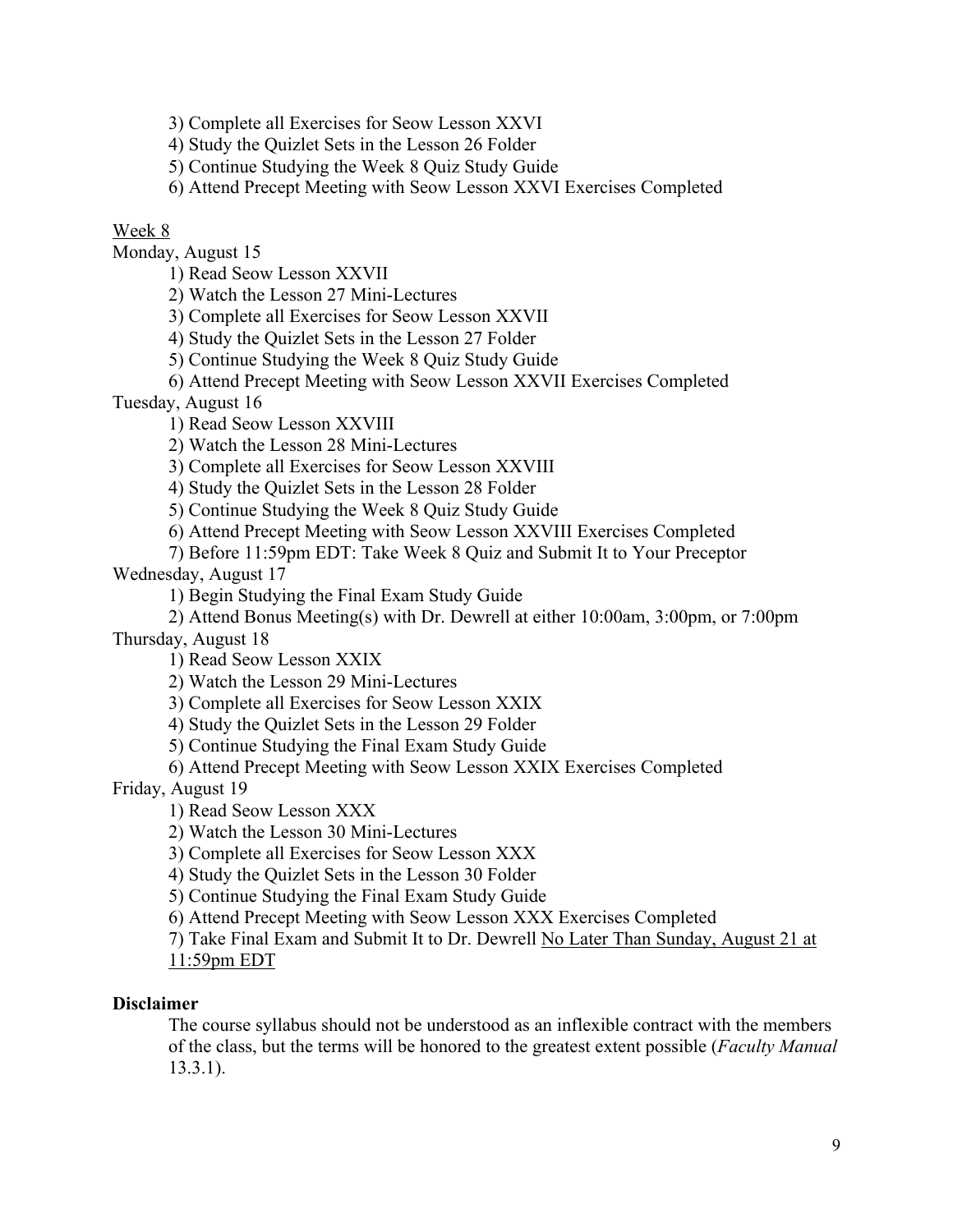3) Complete all Exercises for Seow Lesson XXVI
4) Study the Quizlet Sets in the Lesson 26 Folder
5) Continue Studying the Week 8 Quiz Study Guide
6) Attend Precept Meeting with Seow Lesson XXVI Exercises Completed

<u>Week 8</u>

Monday, August 15

1) Read Seow Lesson XXVII
2) Watch the Lesson 27 Mini-Lectures
3) Complete all Exercises for Seow Lesson XXVII
4) Study the Quizlet Sets in the Lesson 27 Folder
5) Continue Studying the Week 8 Quiz Study Guide
6) Attend Precept Meeting with Seow Lesson XXVII Exercises Completed

Tuesday, August 16

1) Read Seow Lesson XXVIII
2) Watch the Lesson 28 Mini-Lectures
3) Complete all Exercises for Seow Lesson XXVIII
4) Study the Quizlet Sets in the Lesson 28 Folder
5) Continue Studying the Week 8 Quiz Study Guide
6) Attend Precept Meeting with Seow Lesson XXVIII Exercises Completed
7) Before 11:59pm EDT: Take Week 8 Quiz and Submit It to Your Preceptor

Wednesday, August 17

1) Begin Studying the Final Exam Study Guide
2) Attend Bonus Meeting(s) with Dr. Dewrell at either 10:00am, 3:00pm, or 7:00pm

Thursday, August 18

1) Read Seow Lesson XXIX
2) Watch the Lesson 29 Mini-Lectures
3) Complete all Exercises for Seow Lesson XXIX
4) Study the Quizlet Sets in the Lesson 29 Folder
5) Continue Studying the Final Exam Study Guide
6) Attend Precept Meeting with Seow Lesson XXIX Exercises Completed

Friday, August 19

1) Read Seow Lesson XXX
2) Watch the Lesson 30 Mini-Lectures
3) Complete all Exercises for Seow Lesson XXX
4) Study the Quizlet Sets in the Lesson 30 Folder
5) Continue Studying the Final Exam Study Guide
6) Attend Precept Meeting with Seow Lesson XXX Exercises Completed
7) Take Final Exam and Submit It to Dr. Dewrell <u>No Later Than Sunday, August 21 at 11:59pm EDT</u>

**Disclaimer**

The course syllabus should not be understood as an inflexible contract with the members of the class, but the terms will be honored to the greatest extent possible (*Faculty Manual* 13.3.1).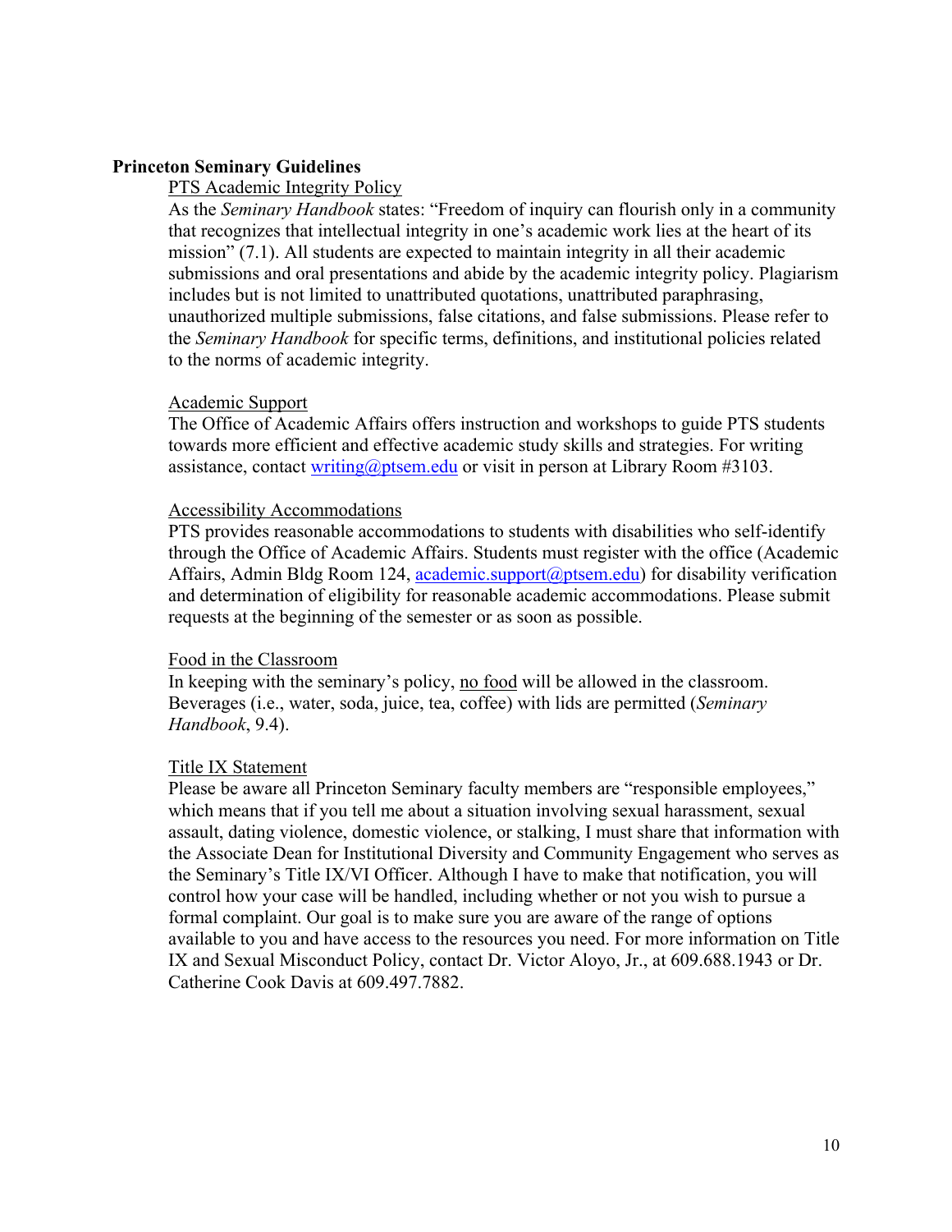**Princeton Seminary Guidelines**

PTS Academic Integrity Policy

As the *Seminary Handbook* states: "Freedom of inquiry can flourish only in a community that recognizes that intellectual integrity in one's academic work lies at the heart of its mission" (7.1). All students are expected to maintain integrity in all their academic submissions and oral presentations and abide by the academic integrity policy. Plagiarism includes but is not limited to unattributed quotations, unattributed paraphrasing, unauthorized multiple submissions, false citations, and false submissions. Please refer to the *Seminary Handbook* for specific terms, definitions, and institutional policies related to the norms of academic integrity.

Academic Support

The Office of Academic Affairs offers instruction and workshops to guide PTS students towards more efficient and effective academic study skills and strategies. For writing assistance, contact writing@ptsem.edu or visit in person at Library Room #3103.

Accessibility Accommodations

PTS provides reasonable accommodations to students with disabilities who self-identify through the Office of Academic Affairs. Students must register with the office (Academic Affairs, Admin Bldg Room 124, academic.support@ptsem.edu) for disability verification and determination of eligibility for reasonable academic accommodations. Please submit requests at the beginning of the semester or as soon as possible.

Food in the Classroom

In keeping with the seminary's policy, no food will be allowed in the classroom. Beverages (i.e., water, soda, juice, tea, coffee) with lids are permitted (*Seminary Handbook*, 9.4).

Title IX Statement

Please be aware all Princeton Seminary faculty members are "responsible employees," which means that if you tell me about a situation involving sexual harassment, sexual assault, dating violence, domestic violence, or stalking, I must share that information with the Associate Dean for Institutional Diversity and Community Engagement who serves as the Seminary's Title IX/VI Officer. Although I have to make that notification, you will control how your case will be handled, including whether or not you wish to pursue a formal complaint. Our goal is to make sure you are aware of the range of options available to you and have access to the resources you need. For more information on Title IX and Sexual Misconduct Policy, contact Dr. Victor Aloyo, Jr., at 609.688.1943 or Dr. Catherine Cook Davis at 609.497.7882.